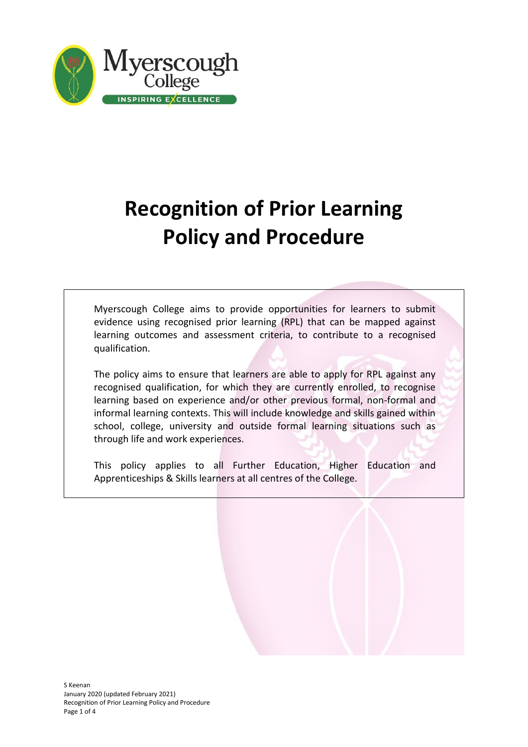# Recognition of Prior Learning Policy and Procedure

Myerscough College aims to provide opportunities for learners to submit evidence using recognised prior learning (RPL) that can be mapped against learning outcomes and assessment criteria, to contribute to a recognised qualification.

The policy aims to ensure that learners are able to apply for RPL against any recognised qualification, for which they are currently enrolled, to recognise learning based on experience and/or other previous formal, non-formal and informal learning contexts. This will include knowledge and skills gained within school, college, university and outside formal learning situations such as through life and work experiences.

This policy applies to all Further Education, Higher Education and Apprenticeships & Skills learners at all centres of the College.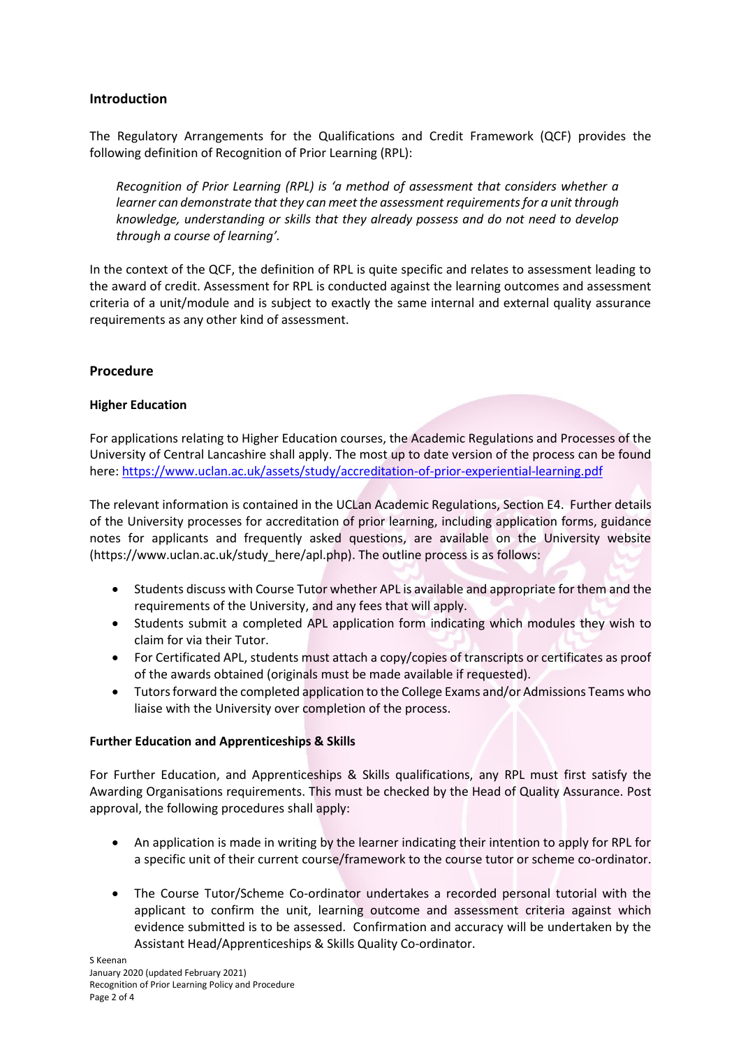## Introduction

The Regulatory Arrangements for the Qualifications and Credit Framework (QCF) provides the following definition of Recognition of Prior Learning (RPL):

*Recognition of Prior Learning (RPL) is 'a method of assessment that considers whether a learner can demonstrate that they can meet the assessment requirements for a unit through knowledge, understanding or skills that they already possess and do not need to develop through a course of learning'.*

In the context of the QCF, the definition of RPL is quite specific and relates to assessment leading to the award of credit. Assessment for RPL is conducted against the learning outcomes and assessment criteria of a unit/module and is subject to exactly the same internal and external quality assurance requirements as any other kind of assessment.

## Procedure

### Higher Education

For applications relating to Higher Education courses, the Academic Regulations and Processes of the University of Central Lancashire shall apply. The most up to date version of the process can be found here: [https://www.uclan.ac.uk/assets/study/accreditation-of-prior-experiential-learning.pdf](https://www.uclan.ac.uk/assets/study/accreditation-of-prior-experiential-learning.pdf)

The relevant information is contained in the UCLan Academic Regulations, Section E4. Further details of the University processes for accreditation of prior learning, including application forms, guidance notes for applicants and frequently asked questions, are available on the University website (https://www.uclan.ac.uk/study_here/apl.php). The outline process is as follows:

- Students discuss with Course Tutor whether APL is available and appropriate for them and the requirements of the University, and any fees that will apply.
- Students submit a completed APL application form indicating which modules they wish to claim for via their Tutor.
- For Certificated APL, students must attach a copy/copies of transcripts or certificates as proof of the awards obtained (originals must be made available if requested).
- Tutors forward the completed application to the College Exams and/or Admissions Teams who liaise with the University over completion of the process.

### Further Education and Apprenticeships & Skills

For Further Education, and Apprenticeships & Skills qualifications, any RPL must first satisfy the Awarding Organisations requirements. This must be checked by the Head of Quality Assurance. Post approval, the following procedures shall apply:

- An application is made in writing by the learner indicating their intention to apply for RPL for a specific unit of their current course/framework to the course tutor or scheme co-ordinator.
- The Course Tutor/Scheme Co-ordinator undertakes a recorded personal tutorial with the applicant to confirm the unit, learning outcome and assessment criteria against which evidence submitted is to be assessed. Confirmation and accuracy will be undertaken by the Assistant Head/Apprenticeships & Skills Quality Co-ordinator.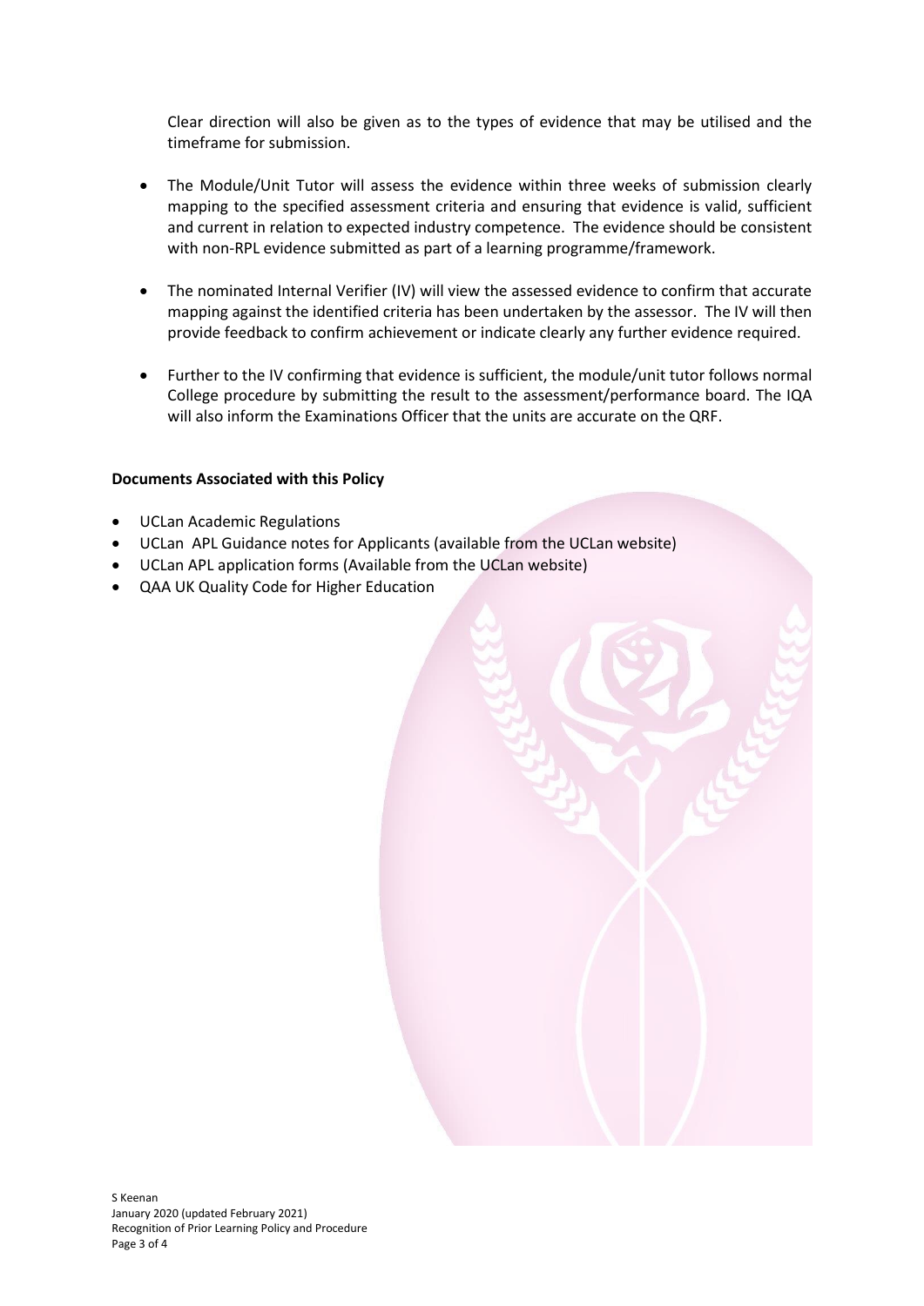Clear direction will also be given as to the types of evidence that may be utilised and the timeframe for submission.

- The Module/Unit Tutor will assess the evidence within three weeks of submission clearly mapping to the specified assessment criteria and ensuring that evidence is valid, sufficient and current in relation to expected industry competence. The evidence should be consistent with non-RPL evidence submitted as part of a learning programme/framework.

- The nominated Internal Verifier (IV) will view the assessed evidence to confirm that accurate mapping against the identified criteria has been undertaken by the assessor. The IV will then provide feedback to confirm achievement or indicate clearly any further evidence required.

- Further to the IV confirming that evidence is sufficient, the module/unit tutor follows normal College procedure by submitting the result to the assessment/performance board. The IQA will also inform the Examinations Officer that the units are accurate on the QRF.

**Documents Associated with this Policy**

- UCLan Academic Regulations
- UCLan APL Guidance notes for Applicants (available from the UCLan website)
- UCLan APL application forms (Available from the UCLan website)
- QAA UK Quality Code for Higher Education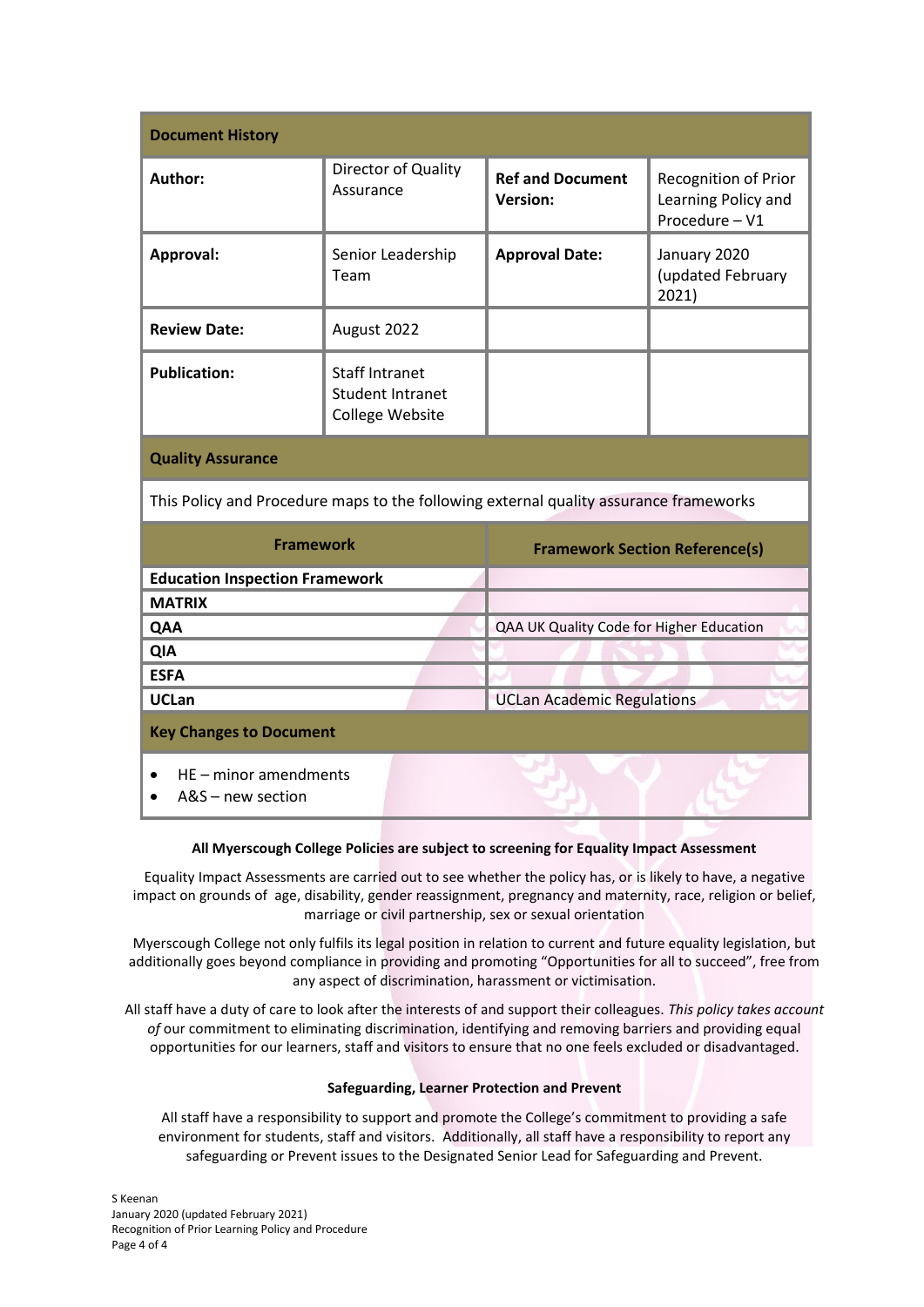| Document History | | | |
|---|---|---|---|
| **Author:** | Director of Quality Assurance | **Ref and Document Version:** | Recognition of Prior Learning Policy and Procedure – V1 |
| **Approval:** | Senior Leadership Team | **Approval Date:** | January 2020 (updated February 2021) |
| **Review Date:** | August 2022 | | |
| **Publication:** | Staff Intranet<br>Student Intranet<br>College Website | | |

**Quality Assurance**

This Policy and Procedure maps to the following external quality assurance frameworks

| Framework | Framework Section Reference(s) |
|---|---|
| **Education Inspection Framework** | |
| **MATRIX** | |
| **QAA** | QAA UK Quality Code for Higher Education |
| **QIA** | |
| **ESFA** | |
| **UCLan** | UCLan Academic Regulations |

**Key Changes to Document**

- HE – minor amendments
- A&S – new section

**All Myerscough College Policies are subject to screening for Equality Impact Assessment**

Equality Impact Assessments are carried out to see whether the policy has, or is likely to have, a negative impact on grounds of age, disability, gender reassignment, pregnancy and maternity, race, religion or belief, marriage or civil partnership, sex or sexual orientation

Myerscough College not only fulfils its legal position in relation to current and future equality legislation, but additionally goes beyond compliance in providing and promoting "Opportunities for all to succeed", free from any aspect of discrimination, harassment or victimisation.

All staff have a duty of care to look after the interests of and support their colleagues. *This policy takes account of* our commitment to eliminating discrimination, identifying and removing barriers and providing equal opportunities for our learners, staff and visitors to ensure that no one feels excluded or disadvantaged.

**Safeguarding, Learner Protection and Prevent**

All staff have a responsibility to support and promote the College's commitment to providing a safe environment for students, staff and visitors. Additionally, all staff have a responsibility to report any safeguarding or Prevent issues to the Designated Senior Lead for Safeguarding and Prevent.